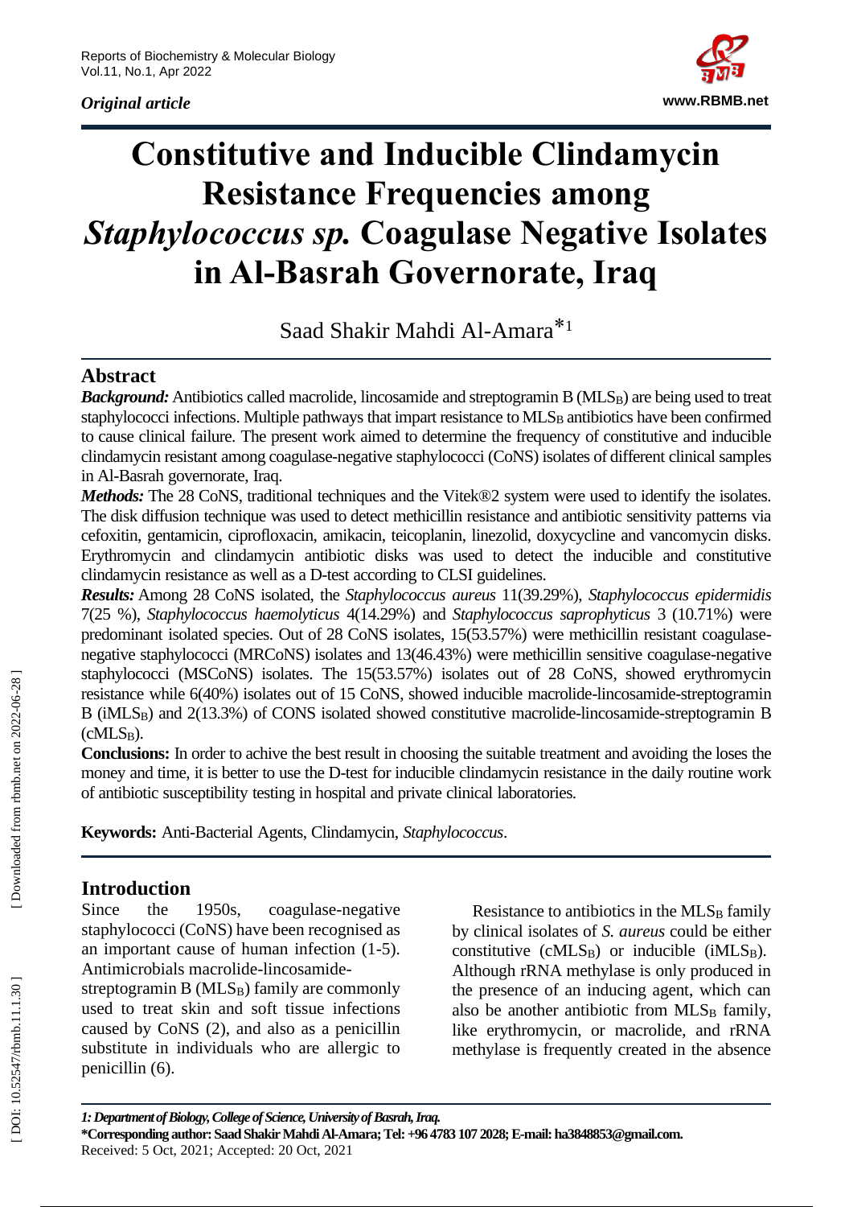*Original article*

# Constitutive and Inducible Clindamycin Resistance Frequencies among *Staphylococcus sp.* Coagulase Negative Isolates in Al-Basrah Governorate, Iraq

Saad Shakir Mahdi Al-Amara*[1]

## Abstract

***Background:*** Antibiotics called macrolide, lincosamide and streptogramin B ($MLS_B$) are being used to treat staphylococci infections. Multiple pathways that impart resistance to $MLS_B$ antibiotics have been confirmed to cause clinical failure. The present work aimed to determine the frequency of constitutive and inducible clindamycin resistant among coagulase-negative staphylococci (CoNS) isolates of different clinical samples in Al-Basrah governorate, Iraq.

***Methods:*** The 28 CoNS, traditional techniques and the Vitek®2 system were used to identify the isolates. The disk diffusion technique was used to detect methicillin resistance and antibiotic sensitivity patterns via cefoxitin, gentamicin, ciprofloxacin, amikacin, teicoplanin, linezolid, doxycycline and vancomycin disks. Erythromycin and clindamycin antibiotic disks was used to detect the inducible and constitutive clindamycin resistance as well as a D-test according to CLSI guidelines.

***Results:*** Among 28 CoNS isolated, the *Staphylococcus aureus* 11(39.29%), *Staphylococcus epidermidis* 7(25 %), *Staphylococcus haemolyticus* 4(14.29%) and *Staphylococcus saprophyticus* 3 (10.71%) were predominant isolated species. Out of 28 CoNS isolates, 15(53.57%) were methicillin resistant coagulase-negative staphylococci (MRCoNS) isolates and 13(46.43%) were methicillin sensitive coagulase-negative staphylococci (MSCoNS) isolates. The 15(53.57%) isolates out of 28 CoNS, showed erythromycin resistance while 6(40%) isolates out of 15 CoNS, showed inducible macrolide-lincosamide-streptogramin B ($iMLS_B$) and 2(13.3%) of CONS isolated showed constitutive macrolide-lincosamide-streptogramin B ($cMLS_B$).

**Conclusions:** In order to achive the best result in choosing the suitable treatment and avoiding the loses the money and time, it is better to use the D-test for inducible clindamycin resistance in the daily routine work of antibiotic susceptibility testing in hospital and private clinical laboratories.

**Keywords:** Anti-Bacterial Agents, Clindamycin, *Staphylococcus*.

## Introduction

Since the 1950s, coagulase-negative staphylococci (CoNS) have been recognised as an important cause of human infection (1-5). Antimicrobials macrolide-lincosamide-streptogramin B ($MLS_B$) family are commonly used to treat skin and soft tissue infections caused by CoNS (2), and also as a penicillin substitute in individuals who are allergic to penicillin (6).

Resistance to antibiotics in the $MLS_B$ family by clinical isolates of *S. aureus* could be either constitutive ($cMLS_B$) or inducible ($iMLS_B$). Although rRNA methylase is only produced in the presence of an inducing agent, which can also be another antibiotic from $MLS_B$ family, like erythromycin, or macrolide, and rRNA methylase is frequently created in the absence

*1: Department of Biology, College of Science, University of Basrah, Iraq.*

**\*Corresponding author: Saad Shakir Mahdi Al-Amara; Tel: +96 4783 107 2028; E-mail: ha3848853@gmail.com.**

Received: 5 Oct, 2021; Accepted: 20 Oct, 2021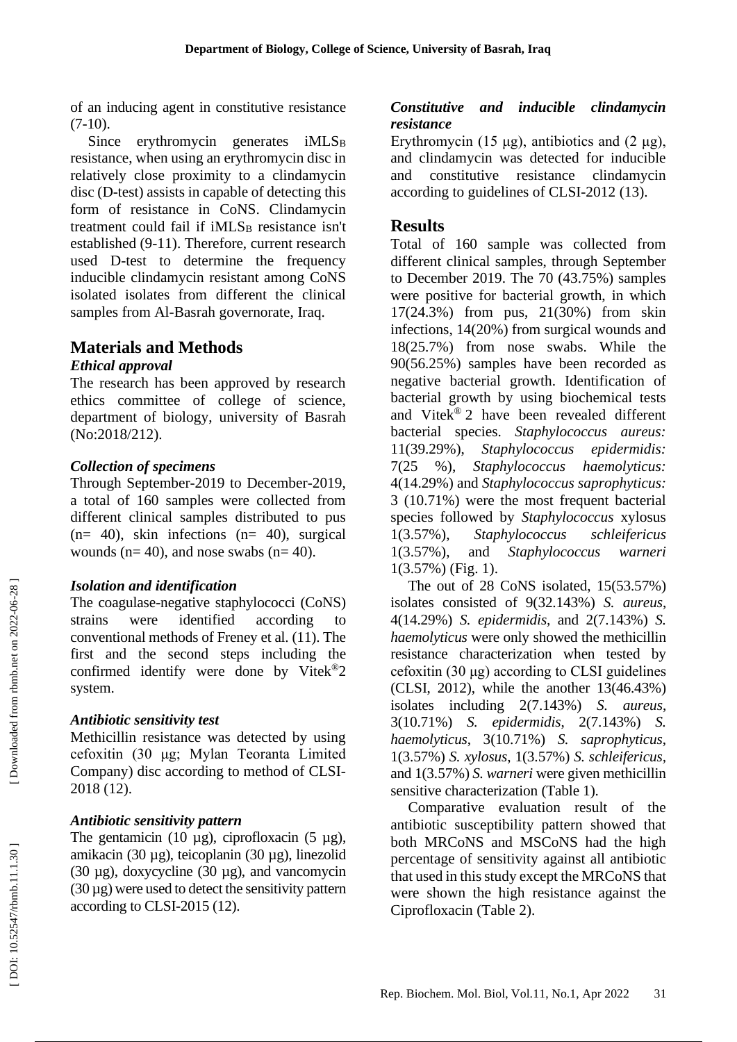of an inducing agent in constitutive resistance (7-10).

Since erythromycin generates $iMLS_B$ resistance, when using an erythromycin disc in relatively close proximity to a clindamycin disc (D-test) assists in capable of detecting this form of resistance in CoNS. Clindamycin treatment could fail if $iMLS_B$ resistance isn't established (9-11). Therefore, current research used D-test to determine the frequency inducible clindamycin resistant among CoNS isolated isolates from different the clinical samples from Al-Basrah governorate, Iraq.

## Materials and Methods

### *Ethical approval*

The research has been approved by research ethics committee of college of science, department of biology, university of Basrah (No:2018/212).

### *Collection of specimens*

Through September-2019 to December-2019, a total of 160 samples were collected from different clinical samples distributed to pus (n= 40), skin infections (n= 40), surgical wounds (n= 40), and nose swabs (n= 40).

### *Isolation and identification*

The coagulase-negative staphylococci (CoNS) strains were identified according to conventional methods of Freney et al. (11). The first and the second steps including the confirmed identify were done by Vitek®2 system.

### *Antibiotic sensitivity test*

Methicillin resistance was detected by using cefoxitin (30 µg; Mylan Teoranta Limited Company) disc according to method of CLSI-2018 (12).

### *Antibiotic sensitivity pattern*

The gentamicin (10 µg), ciprofloxacin (5 µg), amikacin (30 µg), teicoplanin (30 µg), linezolid (30 µg), doxycycline (30 µg), and vancomycin (30 µg) were used to detect the sensitivity pattern according to CLSI-2015 (12).

### *Constitutive and inducible clindamycin resistance*

Erythromycin (15 µg), antibiotics and (2 µg), and clindamycin was detected for inducible and constitutive resistance clindamycin according to guidelines of CLSI-2012 (13).

## Results

Total of 160 sample was collected from different clinical samples, through September to December 2019. The 70 (43.75%) samples were positive for bacterial growth, in which 17(24.3%) from pus, 21(30%) from skin infections, 14(20%) from surgical wounds and 18(25.7%) from nose swabs. While the 90(56.25%) samples have been recorded as negative bacterial growth. Identification of bacterial growth by using biochemical tests and Vitek® 2 have been revealed different bacterial species. *Staphylococcus aureus:* 11(39.29%), *Staphylococcus epidermidis:* 7(25 %), *Staphylococcus haemolyticus:* 4(14.29%) and *Staphylococcus saprophyticus:* 3 (10.71%) were the most frequent bacterial species followed by *Staphylococcus* xylosus 1(3.57%), *Staphylococcus schleifericus* 1(3.57%), and *Staphylococcus warneri* 1(3.57%) (Fig. 1).

The out of 28 CoNS isolated, 15(53.57%) isolates consisted of 9(32.143%) *S. aureus*, 4(14.29%) *S. epidermidis*, and 2(7.143%) *S. haemolyticus* were only showed the methicillin resistance characterization when tested by cefoxitin (30 µg) according to CLSI guidelines (CLSI, 2012), while the another 13(46.43%) isolates including 2(7.143%) *S. aureus*, 3(10.71%) *S. epidermidis*, 2(7.143%) *S. haemolyticus*, 3(10.71%) *S. saprophyticus*, 1(3.57%) *S. xylosus*, 1(3.57%) *S. schleifericus*, and 1(3.57%) *S. warneri* were given methicillin sensitive characterization (Table 1).

Comparative evaluation result of the antibiotic susceptibility pattern showed that both MRCoNS and MSCoNS had the high percentage of sensitivity against all antibiotic that used in this study except the MRCoNS that were shown the high resistance against the Ciprofloxacin (Table 2).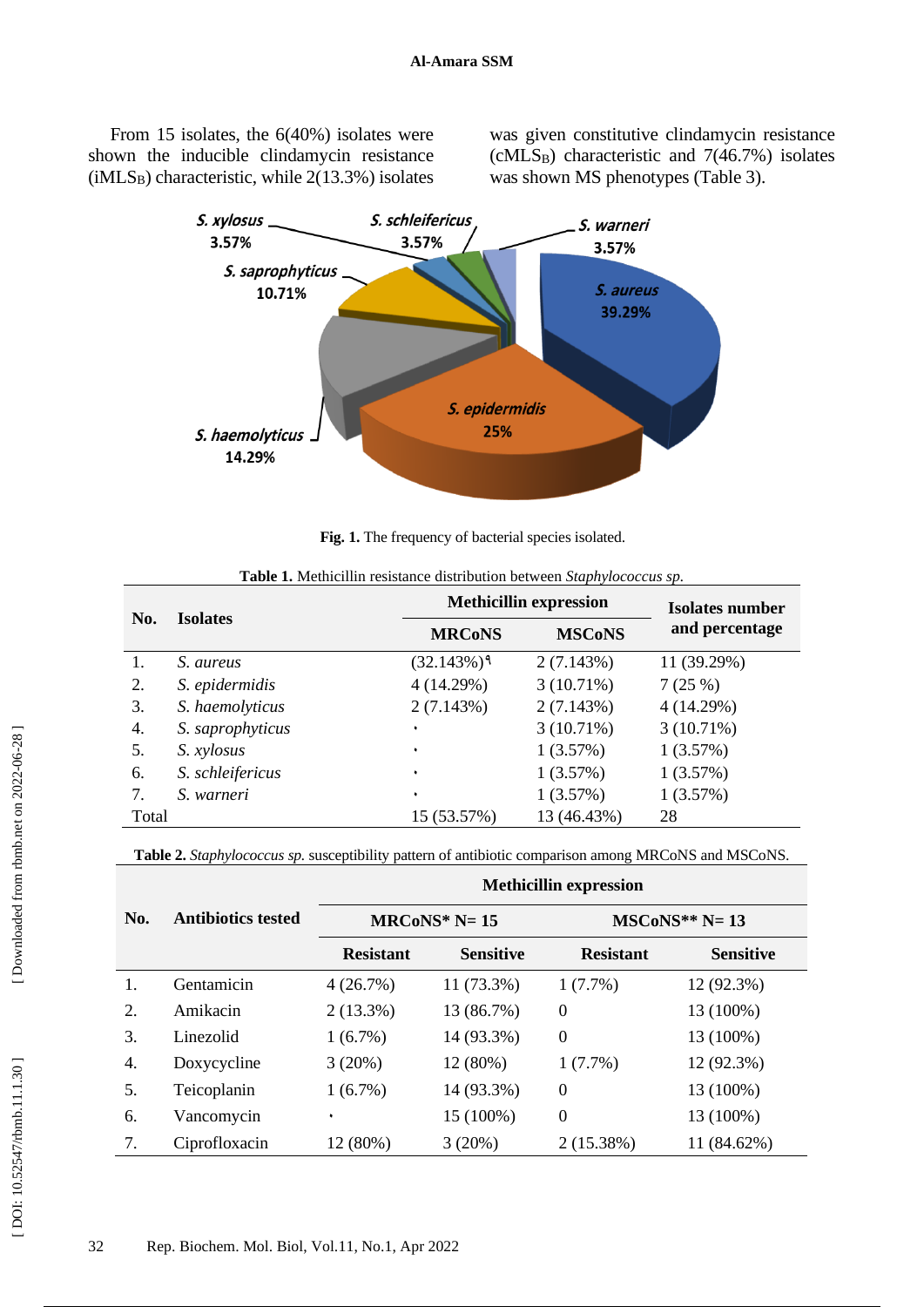From 15 isolates, the 6(40%) isolates were shown the inducible clindamycin resistance ($iMLS_B$) characteristic, while 2(13.3%) isolates was given constitutive clindamycin resistance ($cMLS_B$) characteristic and 7(46.7%) isolates was shown MS phenotypes (Table 3).

**Fig. 1.** The frequency of bacterial species isolated.

**Table 1.** Methicillin resistance distribution between *Staphylococcus sp.*

| No. | Isolates | Methicillin expression | | Isolates number and percentage |
|---|---|---|---|---|
| | | MRCoNS | MSCoNS | |
| 1. | *S. aureus* | (32.143%)۹ | 2 (7.143%) | 11 (39.29%) |
| 2. | *S. epidermidis* | 4 (14.29%) | 3 (10.71%) | 7 (25 %) |
| 3. | *S. haemolyticus* | 2 (7.143%) | 2 (7.143%) | 4 (14.29%) |
| 4. | *S. saprophyticus* | ٠ | 3 (10.71%) | 3 (10.71%) |
| 5. | *S. xylosus* | ٠ | 1 (3.57%) | 1 (3.57%) |
| 6. | *S. schleifericus* | ٠ | 1 (3.57%) | 1 (3.57%) |
| 7. | *S. warneri* | ٠ | 1 (3.57%) | 1 (3.57%) |
| Total | | 15 (53.57%) | 13 (46.43%) | 28 |

**Table 2.** *Staphylococcus sp.* susceptibility pattern of antibiotic comparison among MRCoNS and MSCoNS.

| No. | Antibiotics tested | Methicillin expression | | | |
|---|---|---|---|---|---|
| | | MRCoNS* N= 15 | | MSCoNS** N= 13 | |
| | | Resistant | Sensitive | Resistant | Sensitive |
| 1. | Gentamicin | 4 (26.7%) | 11 (73.3%) | 1 (7.7%) | 12 (92.3%) |
| 2. | Amikacin | 2 (13.3%) | 13 (86.7%) | 0 | 13 (100%) |
| 3. | Linezolid | 1 (6.7%) | 14 (93.3%) | 0 | 13 (100%) |
| 4. | Doxycycline | 3 (20%) | 12 (80%) | 1 (7.7%) | 12 (92.3%) |
| 5. | Teicoplanin | 1 (6.7%) | 14 (93.3%) | 0 | 13 (100%) |
| 6. | Vancomycin | ٠ | 15 (100%) | 0 | 13 (100%) |
| 7. | Ciprofloxacin | 12 (80%) | 3 (20%) | 2 (15.38%) | 11 (84.62%) |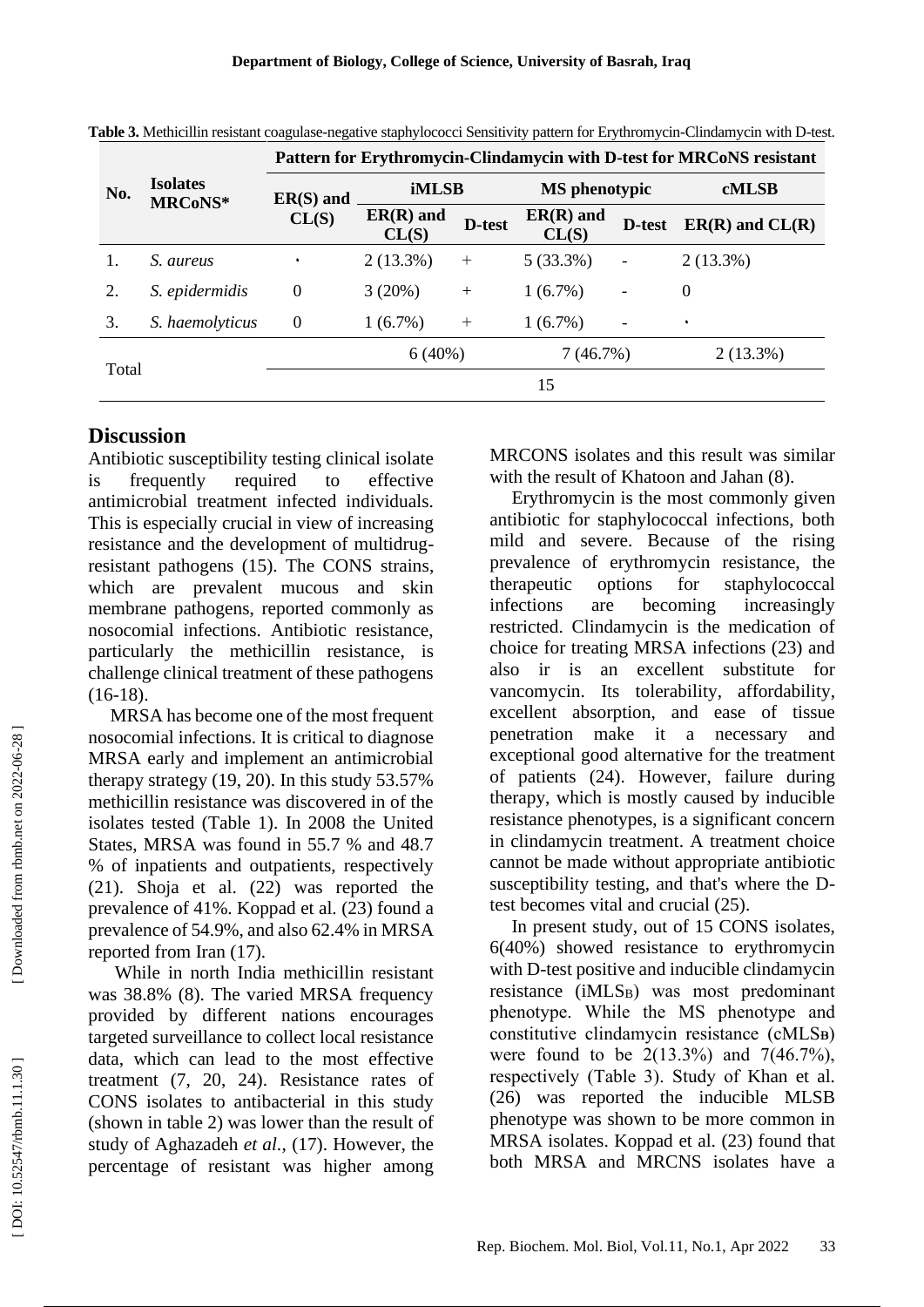**Table 3.** Methicillin resistant coagulase-negative staphylococci Sensitivity pattern for Erythromycin-Clindamycin with D-test.

| No. | Isolates MRCoNS* | Pattern for Erythromycin-Clindamycin with D-test for MRCoNS resistant | | | | | |
|---|---|---|---|---|---|---|---|
| | | ER(S) and CL(S) | iMLSB | | MS phenotypic | | cMLSB |
| | | | ER(R) and CL(S) | D-test | ER(R) and CL(S) | D-test | ER(R) and CL(R) |
| 1. | *S. aureus* | ٠ | 2 (13.3%) | + | 5 (33.3%) | - | 2 (13.3%) |
| 2. | *S. epidermidis* | 0 | 3 (20%) | + | 1 (6.7%) | - | 0 |
| 3. | *S. haemolyticus* | 0 | 1 (6.7%) | + | 1 (6.7%) | - | ٠ |
| Total | | | 6 (40%) | | 7 (46.7%) | | 2 (13.3%) |
| | | 15 | | | | | |

## Discussion

Antibiotic susceptibility testing clinical isolate is frequently required to effective antimicrobial treatment infected individuals. This is especially crucial in view of increasing resistance and the development of multidrug-resistant pathogens (15). The CONS strains, which are prevalent mucous and skin membrane pathogens, reported commonly as nosocomial infections. Antibiotic resistance, particularly the methicillin resistance, is challenge clinical treatment of these pathogens (16-18).

MRSA has become one of the most frequent nosocomial infections. It is critical to diagnose MRSA early and implement an antimicrobial therapy strategy (19, 20). In this study 53.57% methicillin resistance was discovered in of the isolates tested (Table 1). In 2008 the United States, MRSA was found in 55.7 % and 48.7 % of inpatients and outpatients, respectively (21). Shoja et al. (22) was reported the prevalence of 41%. Koppad et al. (23) found a prevalence of 54.9%, and also 62.4% in MRSA reported from Iran (17).

While in north India methicillin resistant was 38.8% (8). The varied MRSA frequency provided by different nations encourages targeted surveillance to collect local resistance data, which can lead to the most effective treatment (7, 20, 24). Resistance rates of CONS isolates to antibacterial in this study (shown in table 2) was lower than the result of study of Aghazadeh *et al.*, (17). However, the percentage of resistant was higher among MRCONS isolates and this result was similar with the result of Khatoon and Jahan (8).

Erythromycin is the most commonly given antibiotic for staphylococcal infections, both mild and severe. Because of the rising prevalence of erythromycin resistance, the therapeutic options for staphylococcal infections are becoming increasingly restricted. Clindamycin is the medication of choice for treating MRSA infections (23) and also ir is an excellent substitute for vancomycin. Its tolerability, affordability, excellent absorption, and ease of tissue penetration make it a necessary and exceptional good alternative for the treatment of patients (24). However, failure during therapy, which is mostly caused by inducible resistance phenotypes, is a significant concern in clindamycin treatment. A treatment choice cannot be made without appropriate antibiotic susceptibility testing, and that's where the D-test becomes vital and crucial (25).

In present study, out of 15 CONS isolates, 6(40%) showed resistance to erythromycin with D-test positive and inducible clindamycin resistance (iMLS$_B$) was most predominant phenotype. While the MS phenotype and constitutive clindamycin resistance (cMLS$_B$) were found to be 2(13.3%) and 7(46.7%), respectively (Table 3). Study of Khan et al. (26) was reported the inducible MLSB phenotype was shown to be more common in MRSA isolates. Koppad et al. (23) found that both MRSA and MRCNS isolates have a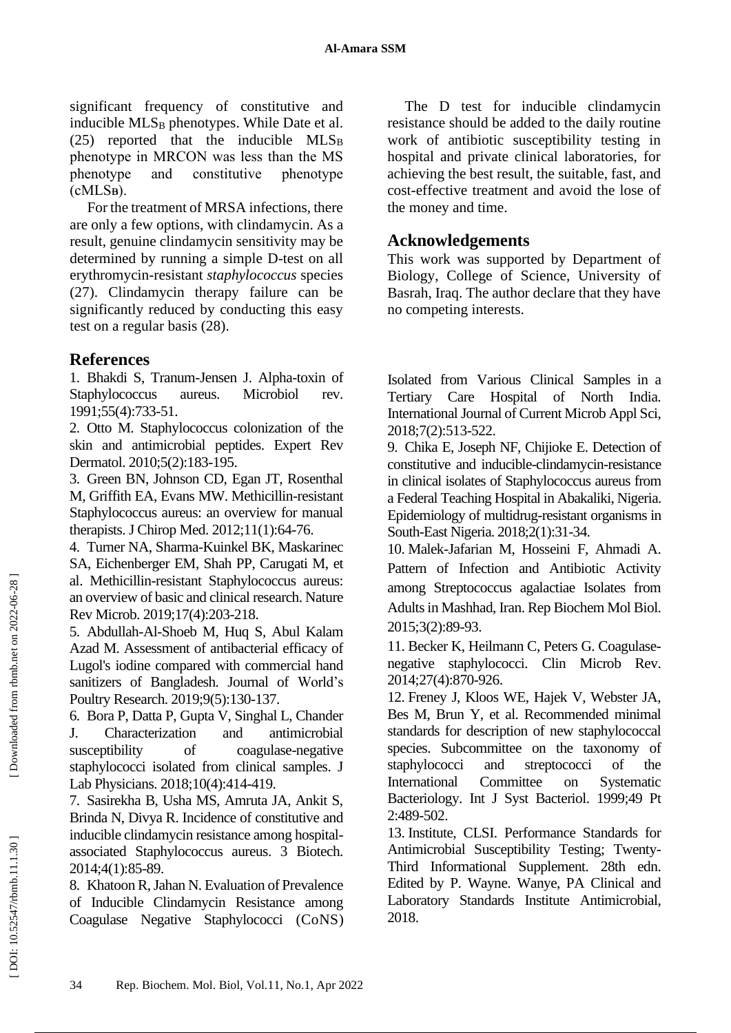significant frequency of constitutive and inducible $MLS_B$ phenotypes. While Date et al. (25) reported that the inducible $MLS_B$ phenotype in MRCON was less than the MS phenotype and constitutive phenotype ($cMLS_B$).

For the treatment of MRSA infections, there are only a few options, with clindamycin. As a result, genuine clindamycin sensitivity may be determined by running a simple D-test on all erythromycin-resistant *staphylococcus* species (27). Clindamycin therapy failure can be significantly reduced by conducting this easy test on a regular basis (28).

The D test for inducible clindamycin resistance should be added to the daily routine work of antibiotic susceptibility testing in hospital and private clinical laboratories, for achieving the best result, the suitable, fast, and cost-effective treatment and avoid the lose of the money and time.

## Acknowledgements

This work was supported by Department of Biology, College of Science, University of Basrah, Iraq. The author declare that they have no competing interests.

## References

1. Bhakdi S, Tranum-Jensen J. Alpha-toxin of Staphylococcus aureus. Microbiol rev. 1991;55(4):733-51.
2. Otto M. Staphylococcus colonization of the skin and antimicrobial peptides. Expert Rev Dermatol. 2010;5(2):183-195.
3. Green BN, Johnson CD, Egan JT, Rosenthal M, Griffith EA, Evans MW. Methicillin-resistant Staphylococcus aureus: an overview for manual therapists. J Chirop Med. 2012;11(1):64-76.
4. Turner NA, Sharma-Kuinkel BK, Maskarinec SA, Eichenberger EM, Shah PP, Carugati M, et al. Methicillin-resistant Staphylococcus aureus: an overview of basic and clinical research. Nature Rev Microb. 2019;17(4):203-218.
5. Abdullah-Al-Shoeb M, Huq S, Abul Kalam Azad M. Assessment of antibacterial efficacy of Lugol's iodine compared with commercial hand sanitizers of Bangladesh. Journal of World's Poultry Research. 2019;9(5):130-137.
6. Bora P, Datta P, Gupta V, Singhal L, Chander J. Characterization and antimicrobial susceptibility of coagulase-negative staphylococci isolated from clinical samples. J Lab Physicians. 2018;10(4):414-419.
7. Sasirekha B, Usha MS, Amruta JA, Ankit S, Brinda N, Divya R. Incidence of constitutive and inducible clindamycin resistance among hospital-associated Staphylococcus aureus. 3 Biotech. 2014;4(1):85-89.
8. Khatoon R, Jahan N. Evaluation of Prevalence of Inducible Clindamycin Resistance among Coagulase Negative Staphylococci (CoNS) Isolated from Various Clinical Samples in a Tertiary Care Hospital of North India. International Journal of Current Microb Appl Sci, 2018;7(2):513-522.
9. Chika E, Joseph NF, Chijioke E. Detection of constitutive and inducible-clindamycin-resistance in clinical isolates of Staphylococcus aureus from a Federal Teaching Hospital in Abakaliki, Nigeria. Epidemiology of multidrug-resistant organisms in South-East Nigeria. 2018;2(1):31-34.
10. Malek-Jafarian M, Hosseini F, Ahmadi A. Pattern of Infection and Antibiotic Activity among Streptococcus agalactiae Isolates from Adults in Mashhad, Iran. Rep Biochem Mol Biol. 2015;3(2):89-93.
11. Becker K, Heilmann C, Peters G. Coagulase-negative staphylococci. Clin Microb Rev. 2014;27(4):870-926.
12. Freney J, Kloos WE, Hajek V, Webster JA, Bes M, Brun Y, et al. Recommended minimal standards for description of new staphylococcal species. Subcommittee on the taxonomy of staphylococci and streptococci of the International Committee on Systematic Bacteriology. Int J Syst Bacteriol. 1999;49 Pt 2:489-502.
13. Institute, CLSI. Performance Standards for Antimicrobial Susceptibility Testing; Twenty-Third Informational Supplement. 28th edn. Edited by P. Wayne. Wanye, PA Clinical and Laboratory Standards Institute Antimicrobial, 2018.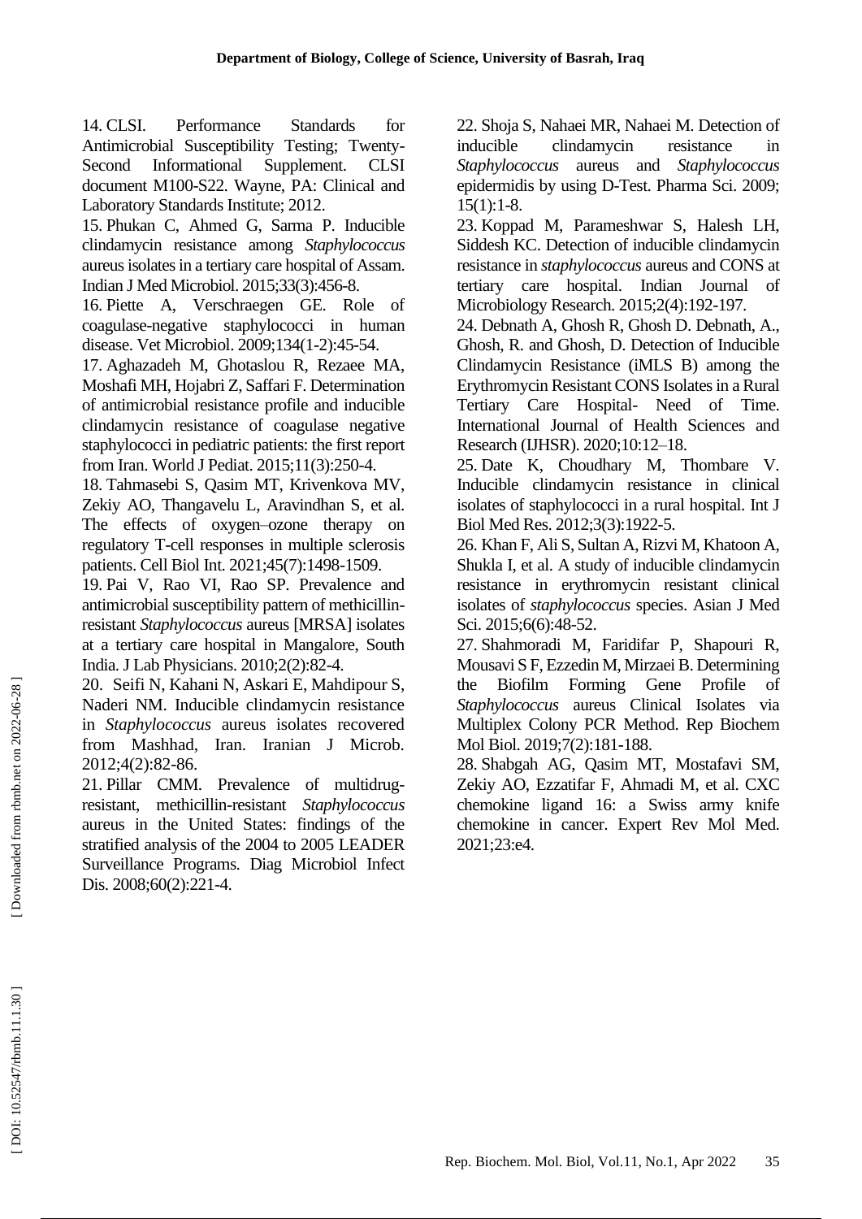14. CLSI. Performance Standards for Antimicrobial Susceptibility Testing; Twenty-Second Informational Supplement. CLSI document M100-S22. Wayne, PA: Clinical and Laboratory Standards Institute; 2012.

15. Phukan C, Ahmed G, Sarma P. Inducible clindamycin resistance among *Staphylococcus* aureus isolates in a tertiary care hospital of Assam. Indian J Med Microbiol. 2015;33(3):456-8.

16. Piette A, Verschraegen GE. Role of coagulase-negative staphylococci in human disease. Vet Microbiol. 2009;134(1-2):45-54.

17. Aghazadeh M, Ghotaslou R, Rezaee MA, Moshafi MH, Hojabri Z, Saffari F. Determination of antimicrobial resistance profile and inducible clindamycin resistance of coagulase negative staphylococci in pediatric patients: the first report from Iran. World J Pediat. 2015;11(3):250-4.

18. Tahmasebi S, Qasim MT, Krivenkova MV, Zekiy AO, Thangavelu L, Aravindhan S, et al. The effects of oxygen–ozone therapy on regulatory T-cell responses in multiple sclerosis patients. Cell Biol Int. 2021;45(7):1498-1509.

19. Pai V, Rao VI, Rao SP. Prevalence and antimicrobial susceptibility pattern of methicillin-resistant *Staphylococcus* aureus [MRSA] isolates at a tertiary care hospital in Mangalore, South India. J Lab Physicians. 2010;2(2):82-4.

20. Seifi N, Kahani N, Askari E, Mahdipour S, Naderi NM. Inducible clindamycin resistance in *Staphylococcus* aureus isolates recovered from Mashhad, Iran. Iranian J Microb. 2012;4(2):82-86.

21. Pillar CMM. Prevalence of multidrug-resistant, methicillin-resistant *Staphylococcus* aureus in the United States: findings of the stratified analysis of the 2004 to 2005 LEADER Surveillance Programs. Diag Microbiol Infect Dis. 2008;60(2):221-4.

22. Shoja S, Nahaei MR, Nahaei M. Detection of inducible clindamycin resistance in *Staphylococcus* aureus and *Staphylococcus* epidermidis by using D-Test. Pharma Sci. 2009; 15(1):1-8.

23. Koppad M, Parameshwar S, Halesh LH, Siddesh KC. Detection of inducible clindamycin resistance in *staphylococcus* aureus and CONS at tertiary care hospital. Indian Journal of Microbiology Research. 2015;2(4):192-197.

24. Debnath A, Ghosh R, Ghosh D. Debnath, A., Ghosh, R. and Ghosh, D. Detection of Inducible Clindamycin Resistance (iMLS B) among the Erythromycin Resistant CONS Isolates in a Rural Tertiary Care Hospital- Need of Time. International Journal of Health Sciences and Research (IJHSR). 2020;10:12–18.

25. Date K, Choudhary M, Thombare V. Inducible clindamycin resistance in clinical isolates of staphylococci in a rural hospital. Int J Biol Med Res. 2012;3(3):1922-5.

26. Khan F, Ali S, Sultan A, Rizvi M, Khatoon A, Shukla I, et al. A study of inducible clindamycin resistance in erythromycin resistant clinical isolates of *staphylococcus* species. Asian J Med Sci. 2015;6(6):48-52.

27. Shahmoradi M, Faridifar P, Shapouri R, Mousavi S F, Ezzedin M, Mirzaei B. Determining the Biofilm Forming Gene Profile of *Staphylococcus* aureus Clinical Isolates via Multiplex Colony PCR Method. Rep Biochem Mol Biol. 2019;7(2):181-188.

28. Shabgah AG, Qasim MT, Mostafavi SM, Zekiy AO, Ezzatifar F, Ahmadi M, et al. CXC chemokine ligand 16: a Swiss army knife chemokine in cancer. Expert Rev Mol Med. 2021;23:e4.